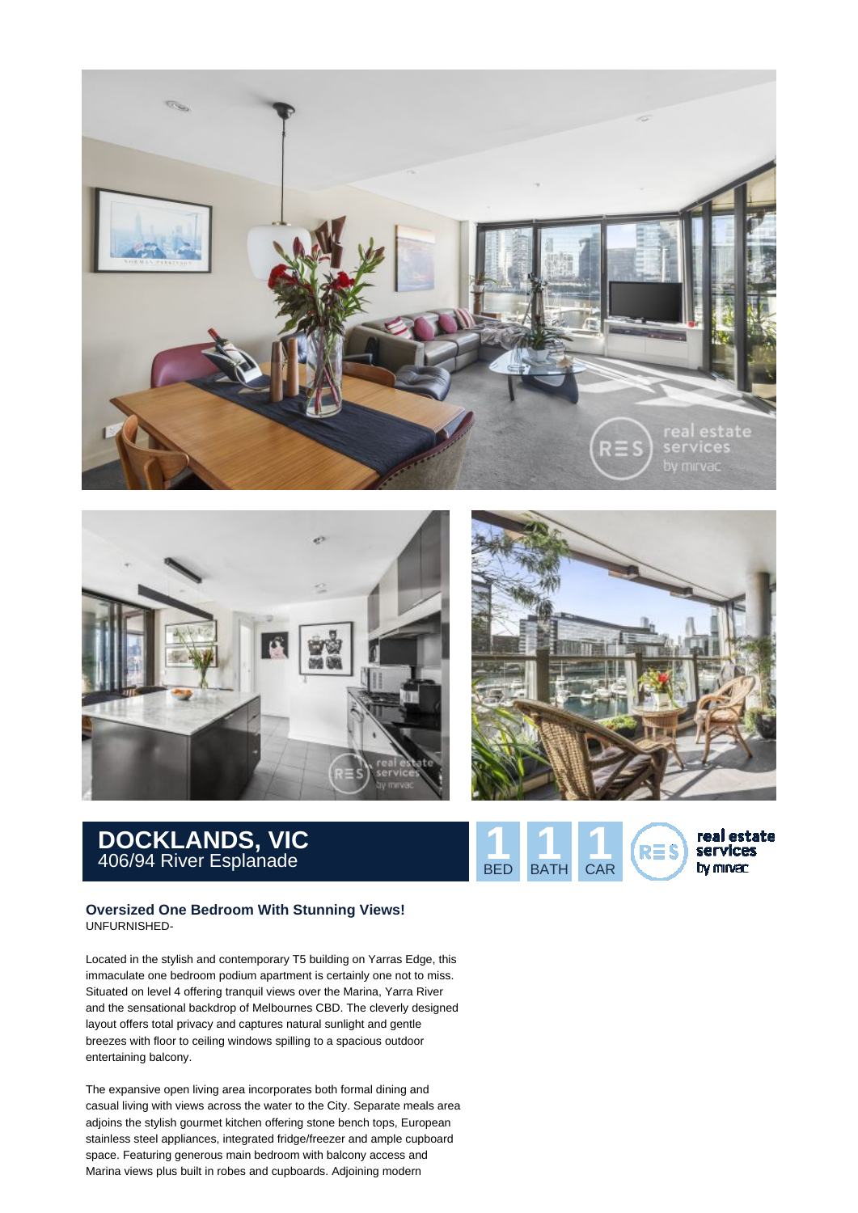# DOCKLANDS, VIC

406/94 River Esplanade

1 BED | 1 BATH | 1 CAR

real estate services by mirvac

### Oversized One Bedroom With Stunning Views!

UNFURNISHED-

Located in the stylish and contemporary T5 building on Yarras Edge, this immaculate one bedroom podium apartment is certainly one not to miss. Situated on level 4 offering tranquil views over the Marina, Yarra River and the sensational backdrop of Melbournes CBD. The cleverly designed layout offers total privacy and captures natural sunlight and gentle breezes with floor to ceiling windows spilling to a spacious outdoor entertaining balcony.

The expansive open living area incorporates both formal dining and casual living with views across the water to the City. Separate meals area adjoins the stylish gourmet kitchen offering stone bench tops, European stainless steel appliances, integrated fridge/freezer and ample cupboard space. Featuring generous main bedroom with balcony access and Marina views plus built in robes and cupboards. Adjoining modern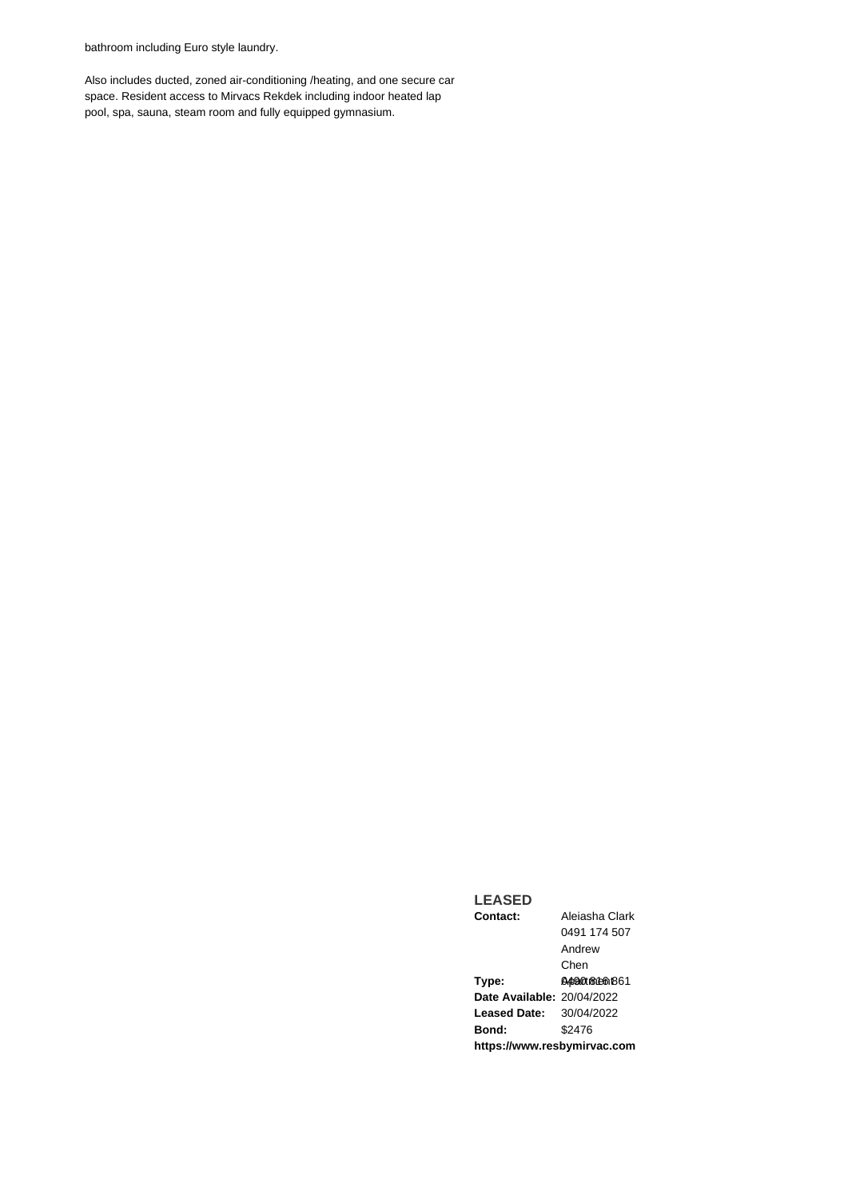bathroom including Euro style laundry.

Also includes ducted, zoned air-conditioning /heating, and one secure car space. Resident access to Mirvacs Rekdek including indoor heated lap pool, spa, sauna, steam room and fully equipped gymnasium.

## LEASED

**Contact:** Aleiasha Clark
0491 174 507
Andrew Chen
0490 816 861

**Type:** Apartment

**Date Available:** 20/04/2022

**Leased Date:** 30/04/2022

**Bond:** $2476

**https://www.resbymirvac.com**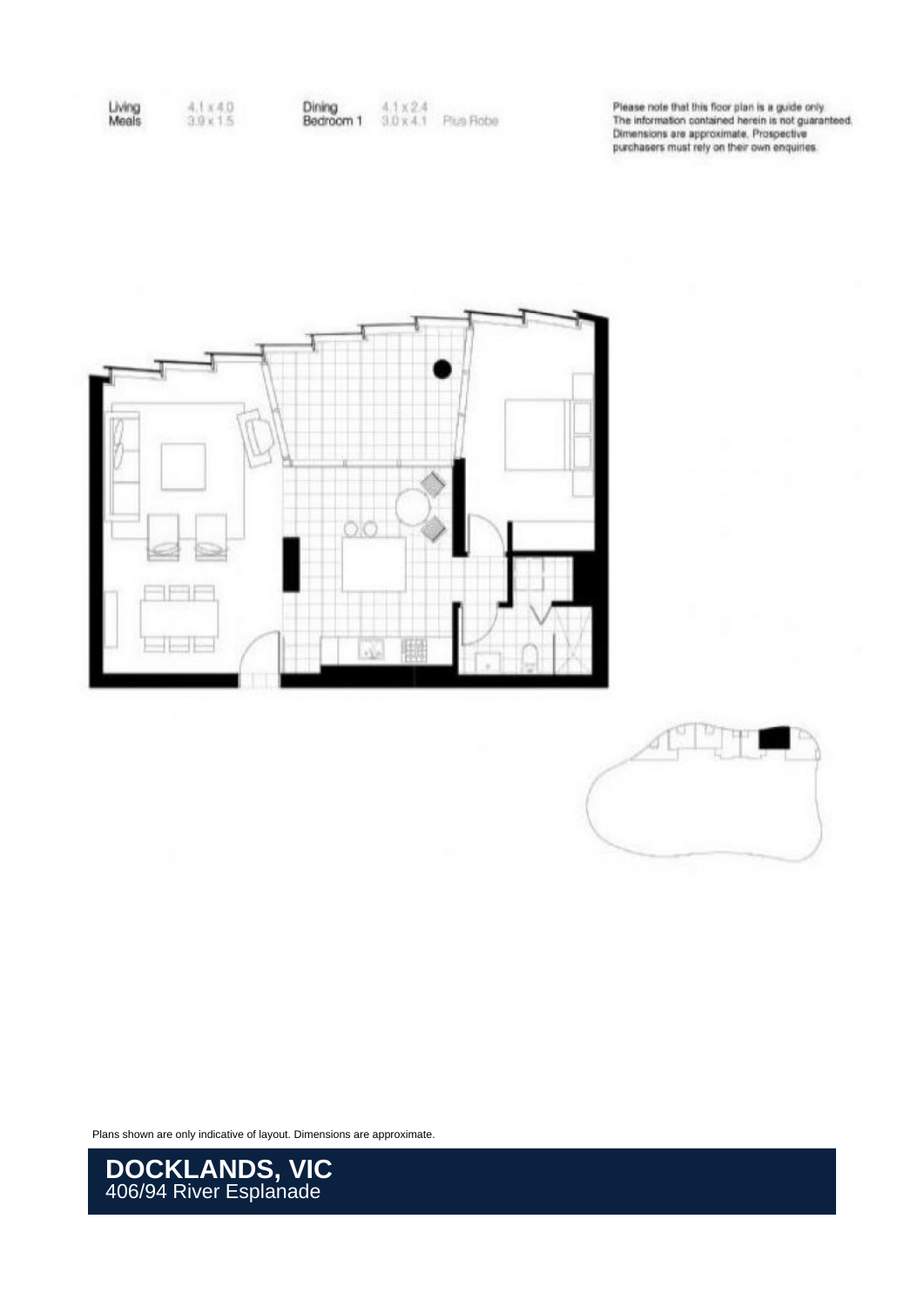| | | | | |
|---|---|---|---|---|
| Living | 4.1 x 4.0 | Dining | 4.1 x 2.4 | |
| Meals | 3.9 x 1.5 | Bedroom 1 | 3.0 x 4.1 | Plus Robe |

Please note that this floor plan is a guide only. The information contained herein is not guaranteed. Dimensions are approximate. Prospective purchasers must rely on their own enquiries.

Plans shown are only indicative of layout. Dimensions are approximate.

**DOCKLANDS, VIC**
406/94 River Esplanade